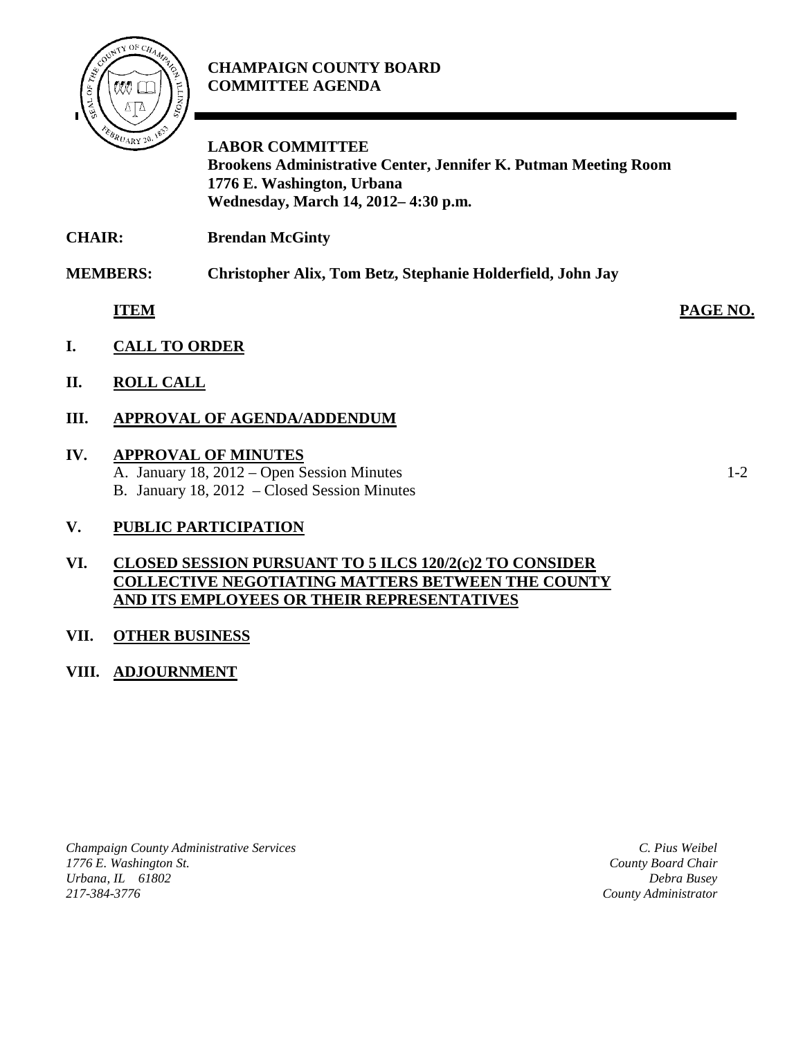# CHAMPAIGN COUNTY BOARD COMMITTEE AGENDA

**LABOR COMMITTEE**
**Brookens Administrative Center, Jennifer K. Putman Meeting Room**
**1776 E. Washington, Urbana**
**Wednesday, March 14, 2012– 4:30 p.m.**

**CHAIR:** **Brendan McGinty**

**MEMBERS:** **Christopher Alix, Tom Betz, Stephanie Holderfield, John Jay**

| ITEM | PAGE NO. |
|---|---|
| **I. CALL TO ORDER** | |
| **II. ROLL CALL** | |
| **III. APPROVAL OF AGENDA/ADDENDUM** | |
| **IV. APPROVAL OF MINUTES** | |
| A. January 18, 2012 – Open Session Minutes | 1-2 |
| B. January 18, 2012 – Closed Session Minutes | |
| **V. PUBLIC PARTICIPATION** | |
| **VI. CLOSED SESSION PURSUANT TO 5 ILCS 120/2(c)2 TO CONSIDER COLLECTIVE NEGOTIATING MATTERS BETWEEN THE COUNTY AND ITS EMPLOYEES OR THEIR REPRESENTATIVES** | |
| **VII. OTHER BUSINESS** | |
| **VIII. ADJOURNMENT** | |

*Champaign County Administrative Services*
*1776 E. Washington St.*
*Urbana, IL 61802*
*217-384-3776*

*C. Pius Weibel*
*County Board Chair*
*Debra Busey*
*County Administrator*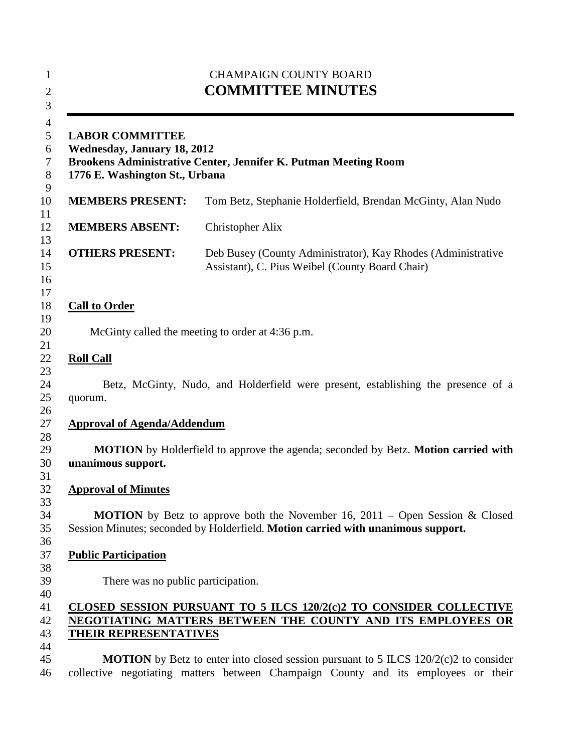CHAMPAIGN COUNTY BOARD

# COMMITTEE MINUTES

---

**LABOR COMMITTEE**
**Wednesday, January 18, 2012**
**Brookens Administrative Center, Jennifer K. Putman Meeting Room**
**1776 E. Washington St., Urbana**

| | |
|---|---|
| **MEMBERS PRESENT:** | Tom Betz, Stephanie Holderfield, Brendan McGinty, Alan Nudo |
| **MEMBERS ABSENT:** | Christopher Alix |
| **OTHERS PRESENT:** | Deb Busey (County Administrator), Kay Rhodes (Administrative Assistant), C. Pius Weibel (County Board Chair) |

**Call to Order**

McGinty called the meeting to order at 4:36 p.m.

**Roll Call**

Betz, McGinty, Nudo, and Holderfield were present, establishing the presence of a quorum.

**Approval of Agenda/Addendum**

**MOTION** by Holderfield to approve the agenda; seconded by Betz. **Motion carried with unanimous support.**

**Approval of Minutes**

**MOTION** by Betz to approve both the November 16, 2011 – Open Session & Closed Session Minutes; seconded by Holderfield. **Motion carried with unanimous support.**

**Public Participation**

There was no public participation.

**CLOSED SESSION PURSUANT TO 5 ILCS 120/2(c)2 TO CONSIDER COLLECTIVE NEGOTIATING MATTERS BETWEEN THE COUNTY AND ITS EMPLOYEES OR THEIR REPRESENTATIVES**

**MOTION** by Betz to enter into closed session pursuant to 5 ILCS 120/2(c)2 to consider collective negotiating matters between Champaign County and its employees or their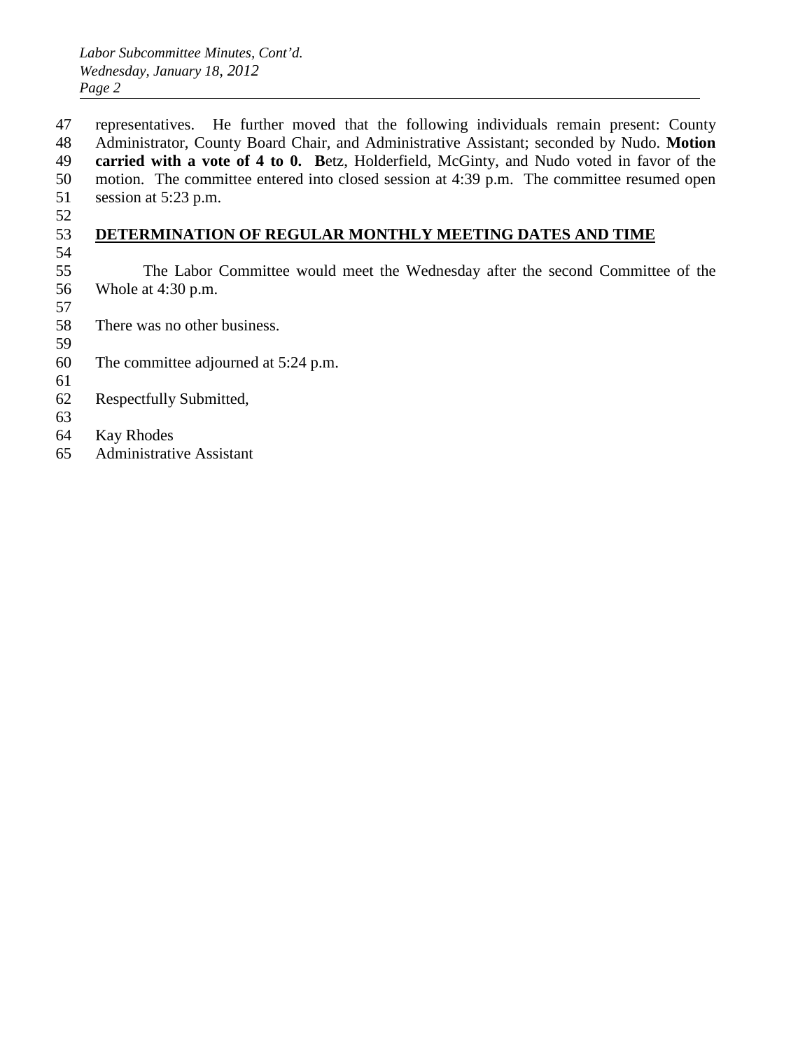representatives. He further moved that the following individuals remain present: County Administrator, County Board Chair, and Administrative Assistant; seconded by Nudo. **Motion carried with a vote of 4 to 0. B**etz, Holderfield, McGinty, and Nudo voted in favor of the motion. The committee entered into closed session at 4:39 p.m. The committee resumed open session at 5:23 p.m.

**DETERMINATION OF REGULAR MONTHLY MEETING DATES AND TIME**

The Labor Committee would meet the Wednesday after the second Committee of the Whole at 4:30 p.m.

There was no other business.

The committee adjourned at 5:24 p.m.

Respectfully Submitted,

Kay Rhodes
Administrative Assistant